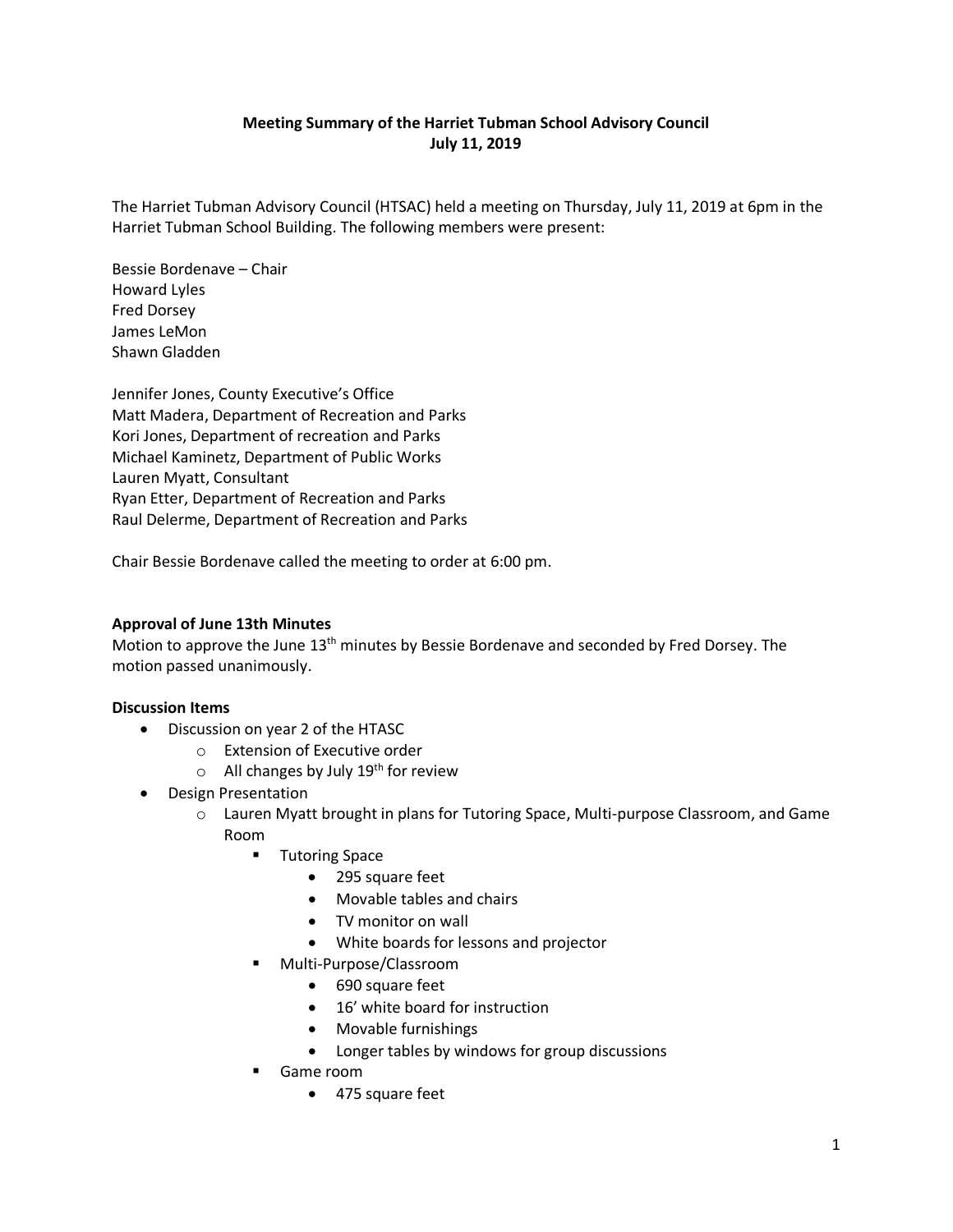**Meeting Summary of the Harriet Tubman School Advisory Council**
**July 11, 2019**

The Harriet Tubman Advisory Council (HTSAC) held a meeting on Thursday, July 11, 2019 at 6pm in the Harriet Tubman School Building. The following members were present:

Bessie Bordenave – Chair
Howard Lyles
Fred Dorsey
James LeMon
Shawn Gladden

Jennifer Jones, County Executive's Office
Matt Madera, Department of Recreation and Parks
Kori Jones, Department of recreation and Parks
Michael Kaminetz, Department of Public Works
Lauren Myatt, Consultant
Ryan Etter, Department of Recreation and Parks
Raul Delerme, Department of Recreation and Parks

Chair Bessie Bordenave called the meeting to order at 6:00 pm.

**Approval of June 13th Minutes**

Motion to approve the June 13th minutes by Bessie Bordenave and seconded by Fred Dorsey. The motion passed unanimously.

**Discussion Items**

- Discussion on year 2 of the HTASC
  - Extension of Executive order
  - All changes by July 19th for review
- Design Presentation
  - Lauren Myatt brought in plans for Tutoring Space, Multi-purpose Classroom, and Game Room
    - Tutoring Space
      - 295 square feet
      - Movable tables and chairs
      - TV monitor on wall
      - White boards for lessons and projector
    - Multi-Purpose/Classroom
      - 690 square feet
      - 16' white board for instruction
      - Movable furnishings
      - Longer tables by windows for group discussions
    - Game room
      - 475 square feet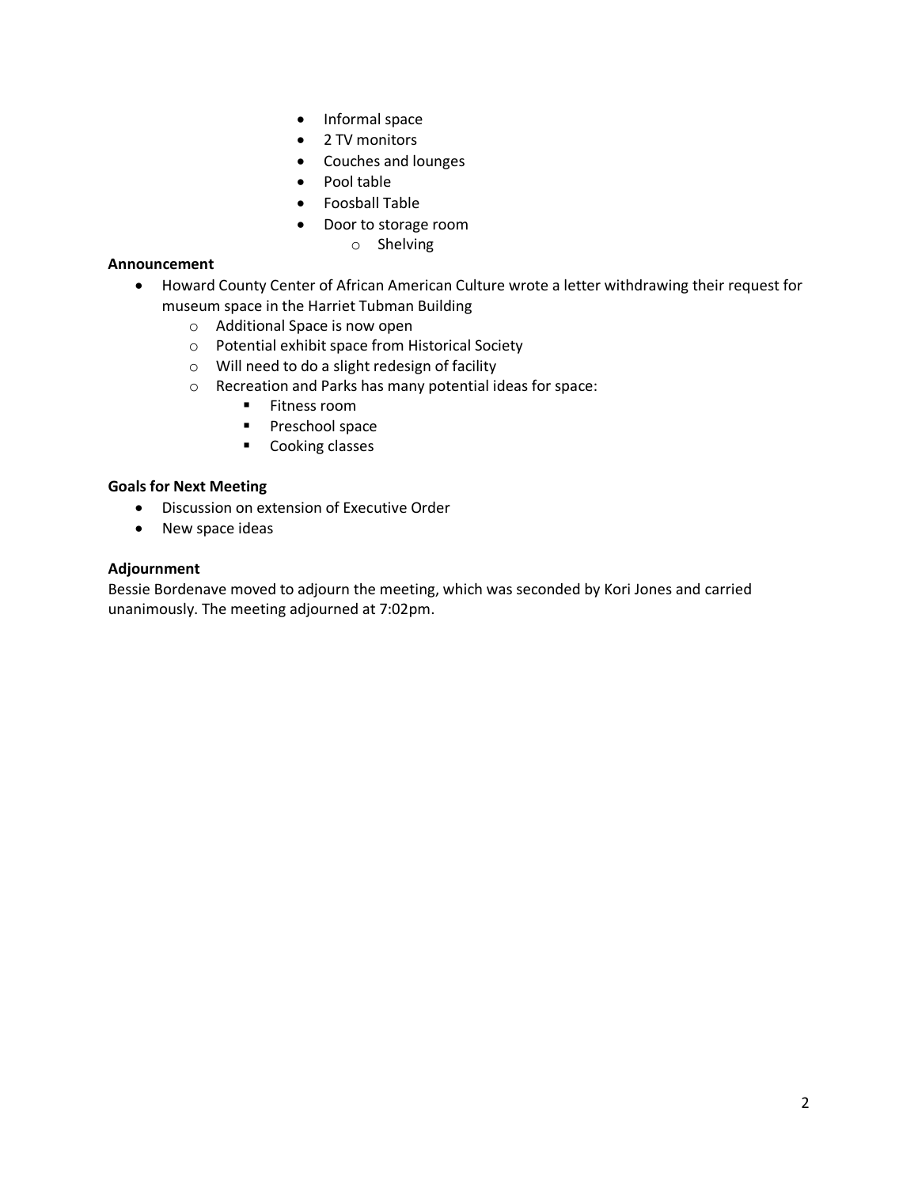- Informal space
- 2 TV monitors
- Couches and lounges
- Pool table
- Foosball Table
- Door to storage room
  - Shelving

**Announcement**

- Howard County Center of African American Culture wrote a letter withdrawing their request for museum space in the Harriet Tubman Building
  - Additional Space is now open
  - Potential exhibit space from Historical Society
  - Will need to do a slight redesign of facility
  - Recreation and Parks has many potential ideas for space:
    - Fitness room
    - Preschool space
    - Cooking classes

**Goals for Next Meeting**

- Discussion on extension of Executive Order
- New space ideas

**Adjournment**

Bessie Bordenave moved to adjourn the meeting, which was seconded by Kori Jones and carried unanimously. The meeting adjourned at 7:02pm.